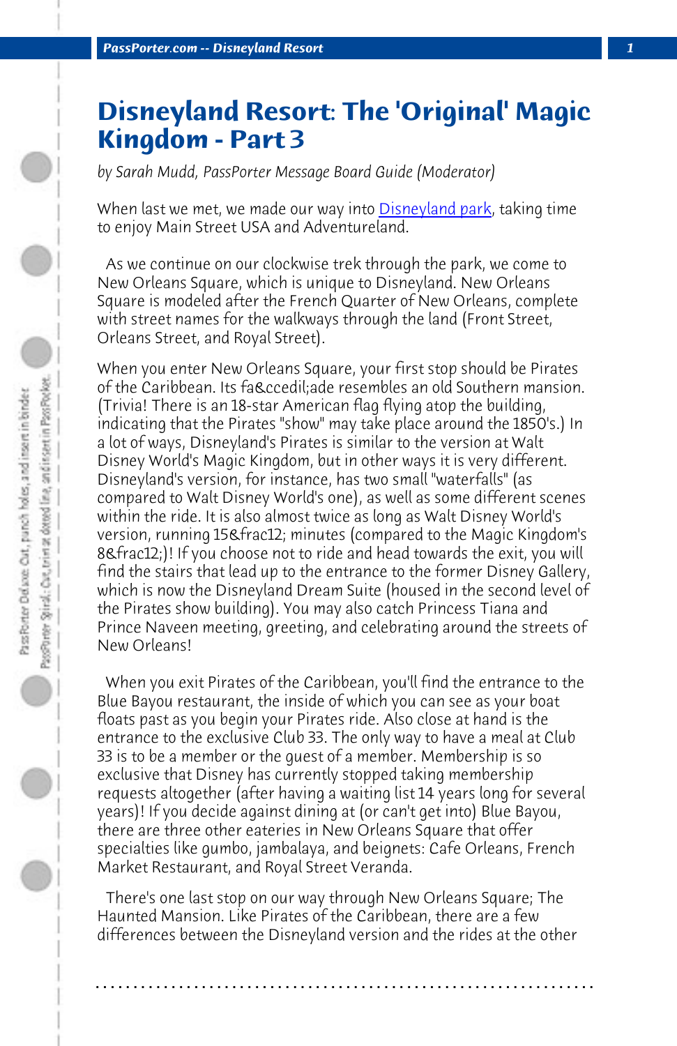# Disneyland Resort: The 'Original' Magic Kingdom - Part 3

*by Sarah Mudd, PassPorter Message Board Guide (Moderator)*

When last we met, we made our way into Disneyland park, taking time to enjoy Main Street USA and Adventureland.

As we continue on our clockwise trek through the park, we come to New Orleans Square, which is unique to Disneyland. New Orleans Square is modeled after the French Quarter of New Orleans, complete with street names for the walkways through the land (Front Street, Orleans Street, and Royal Street).

When you enter New Orleans Square, your first stop should be Pirates of the Caribbean. Its fa&ccedil;ade resembles an old Southern mansion. (Trivia! There is an 18-star American flag flying atop the building, indicating that the Pirates "show" may take place around the 1850's.) In a lot of ways, Disneyland's Pirates is similar to the version at Walt Disney World's Magic Kingdom, but in other ways it is very different. Disneyland's version, for instance, has two small "waterfalls" (as compared to Walt Disney World's one), as well as some different scenes within the ride. It is also almost twice as long as Walt Disney World's version, running 15&frac12; minutes (compared to the Magic Kingdom's 8&frac12;)! If you choose not to ride and head towards the exit, you will find the stairs that lead up to the entrance to the former Disney Gallery, which is now the Disneyland Dream Suite (housed in the second level of the Pirates show building). You may also catch Princess Tiana and Prince Naveen meeting, greeting, and celebrating around the streets of New Orleans!

When you exit Pirates of the Caribbean, you'll find the entrance to the Blue Bayou restaurant, the inside of which you can see as your boat floats past as you begin your Pirates ride. Also close at hand is the entrance to the exclusive Club 33. The only way to have a meal at Club 33 is to be a member or the guest of a member. Membership is so exclusive that Disney has currently stopped taking membership requests altogether (after having a waiting list 14 years long for several years)! If you decide against dining at (or can't get into) Blue Bayou, there are three other eateries in New Orleans Square that offer specialties like gumbo, jambalaya, and beignets: Cafe Orleans, French Market Restaurant, and Royal Street Veranda.

There's one last stop on our way through New Orleans Square; The Haunted Mansion. Like Pirates of the Caribbean, there are a few differences between the Disneyland version and the rides at the other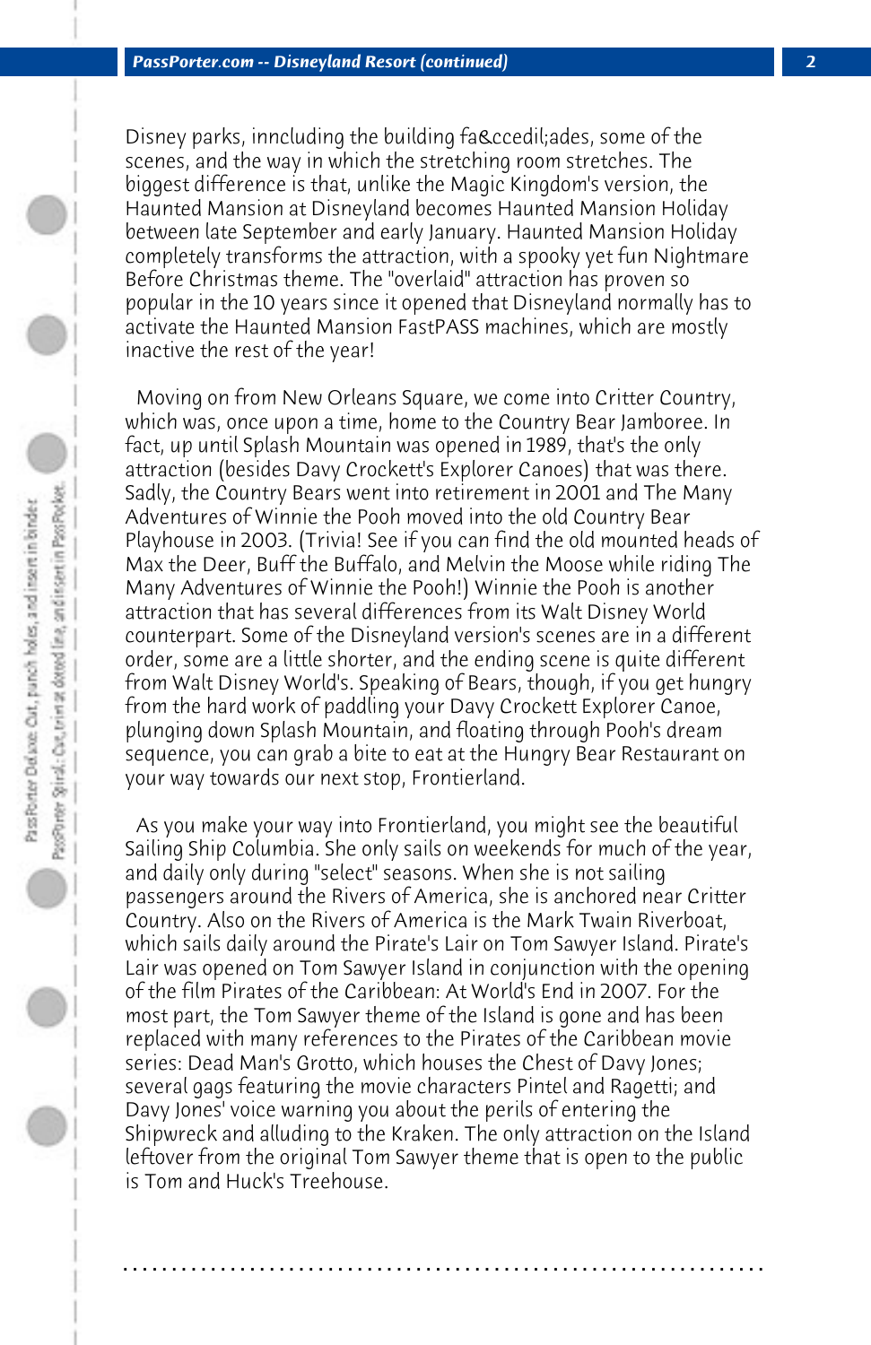Disney parks, inncluding the building fa&ccedil;ades, some of the scenes, and the way in which the stretching room stretches. The biggest difference is that, unlike the Magic Kingdom's version, the Haunted Mansion at Disneyland becomes Haunted Mansion Holiday between late September and early January. Haunted Mansion Holiday completely transforms the attraction, with a spooky yet fun Nightmare Before Christmas theme. The "overlaid" attraction has proven so popular in the 10 years since it opened that Disneyland normally has to activate the Haunted Mansion FastPASS machines, which are mostly inactive the rest of the year!

Moving on from New Orleans Square, we come into Critter Country, which was, once upon a time, home to the Country Bear Jamboree. In fact, up until Splash Mountain was opened in 1989, that's the only attraction (besides Davy Crockett's Explorer Canoes) that was there. Sadly, the Country Bears went into retirement in 2001 and The Many Adventures of Winnie the Pooh moved into the old Country Bear Playhouse in 2003. (Trivia! See if you can find the old mounted heads of Max the Deer, Buff the Buffalo, and Melvin the Moose while riding The Many Adventures of Winnie the Pooh!) Winnie the Pooh is another attraction that has several differences from its Walt Disney World counterpart. Some of the Disneyland version's scenes are in a different order, some are a little shorter, and the ending scene is quite different from Walt Disney World's. Speaking of Bears, though, if you get hungry from the hard work of paddling your Davy Crockett Explorer Canoe, plunging down Splash Mountain, and floating through Pooh's dream sequence, you can grab a bite to eat at the Hungry Bear Restaurant on your way towards our next stop, Frontierland.

As you make your way into Frontierland, you might see the beautiful Sailing Ship Columbia. She only sails on weekends for much of the year, and daily only during "select" seasons. When she is not sailing passengers around the Rivers of America, she is anchored near Critter Country. Also on the Rivers of America is the Mark Twain Riverboat, which sails daily around the Pirate's Lair on Tom Sawyer Island. Pirate's Lair was opened on Tom Sawyer Island in conjunction with the opening of the film Pirates of the Caribbean: At World's End in 2007. For the most part, the Tom Sawyer theme of the Island is gone and has been replaced with many references to the Pirates of the Caribbean movie series: Dead Man's Grotto, which houses the Chest of Davy Jones; several gags featuring the movie characters Pintel and Ragetti; and Davy Jones' voice warning you about the perils of entering the Shipwreck and alluding to the Kraken. The only attraction on the Island leftover from the original Tom Sawyer theme that is open to the public is Tom and Huck's Treehouse.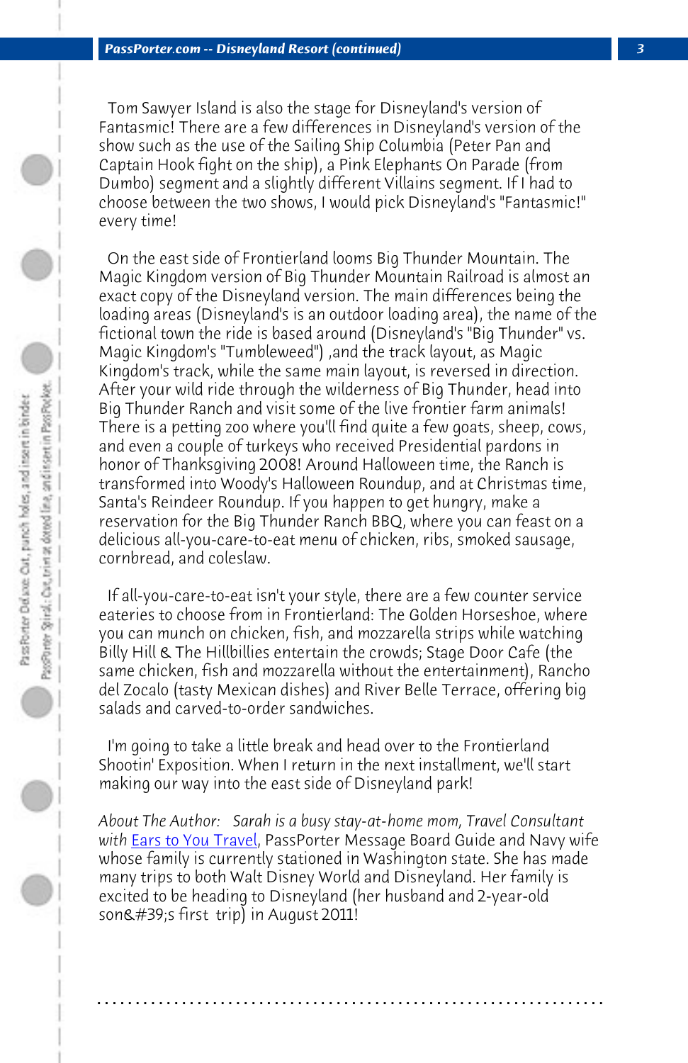Tom Sawyer Island is also the stage for Disneyland's version of Fantasmic! There are a few differences in Disneyland's version of the show such as the use of the Sailing Ship Columbia (Peter Pan and Captain Hook fight on the ship), a Pink Elephants On Parade (from Dumbo) segment and a slightly different Villains segment. If I had to choose between the two shows, I would pick Disneyland's "Fantasmic!" every time!

On the east side of Frontierland looms Big Thunder Mountain. The Magic Kingdom version of Big Thunder Mountain Railroad is almost an exact copy of the Disneyland version. The main differences being the loading areas (Disneyland's is an outdoor loading area), the name of the fictional town the ride is based around (Disneyland's "Big Thunder" vs. Magic Kingdom's "Tumbleweed") ,and the track layout, as Magic Kingdom's track, while the same main layout, is reversed in direction. After your wild ride through the wilderness of Big Thunder, head into Big Thunder Ranch and visit some of the live frontier farm animals! There is a petting zoo where you'll find quite a few goats, sheep, cows, and even a couple of turkeys who received Presidential pardons in honor of Thanksgiving 2008! Around Halloween time, the Ranch is transformed into Woody's Halloween Roundup, and at Christmas time, Santa's Reindeer Roundup. If you happen to get hungry, make a reservation for the Big Thunder Ranch BBQ, where you can feast on a delicious all-you-care-to-eat menu of chicken, ribs, smoked sausage, cornbread, and coleslaw.

If all-you-care-to-eat isn't your style, there are a few counter service eateries to choose from in Frontierland: The Golden Horseshoe, where you can munch on chicken, fish, and mozzarella strips while watching Billy Hill & The Hillbillies entertain the crowds; Stage Door Cafe (the same chicken, fish and mozzarella without the entertainment), Rancho del Zocalo (tasty Mexican dishes) and River Belle Terrace, offering big salads and carved-to-order sandwiches.

I'm going to take a little break and head over to the Frontierland Shootin' Exposition. When I return in the next installment, we'll start making our way into the east side of Disneyland park!

*About The Author: Sarah is a busy stay-at-home mom, Travel Consultant with* Ears to You Travel, PassPorter Message Board Guide and Navy wife whose family is currently stationed in Washington state. She has made many trips to both Walt Disney World and Disneyland. Her family is excited to be heading to Disneyland (her husband and 2-year-old son&#39;s first trip) in August 2011!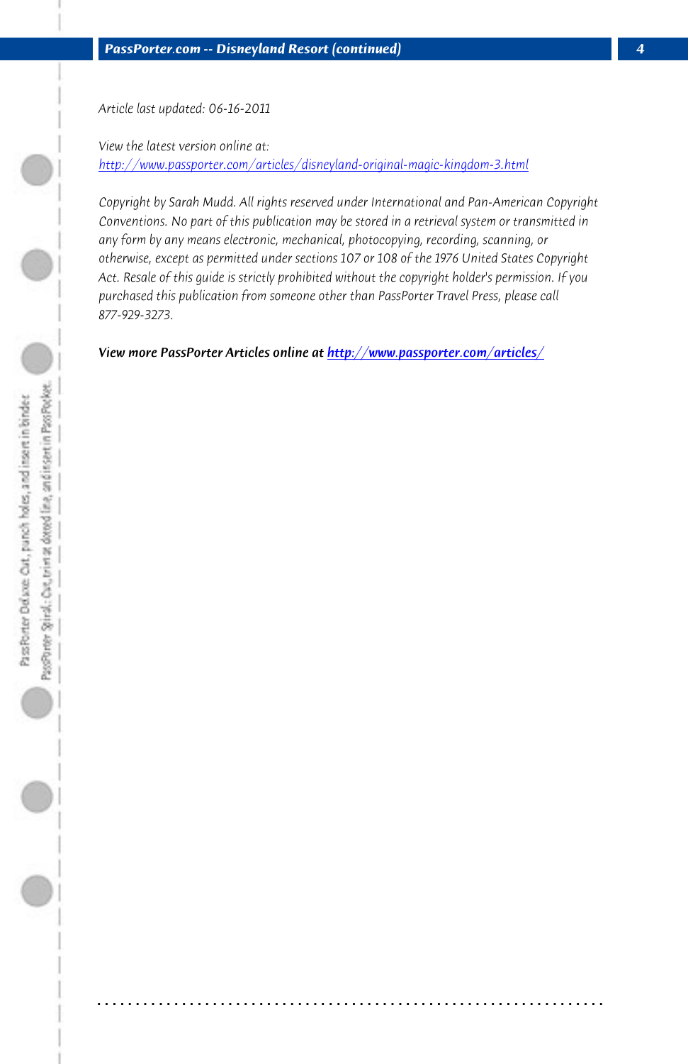*Article last updated: 06-16-2011*

*View the latest version online at:*
*http://www.passporter.com/articles/disneyland-original-magic-kingdom-3.html*

*Copyright by Sarah Mudd. All rights reserved under International and Pan-American Copyright Conventions. No part of this publication may be stored in a retrieval system or transmitted in any form by any means electronic, mechanical, photocopying, recording, scanning, or otherwise, except as permitted under sections 107 or 108 of the 1976 United States Copyright Act. Resale of this guide is strictly prohibited without the copyright holder's permission. If you purchased this publication from someone other than PassPorter Travel Press, please call 877-929-3273.*

**View more PassPorter Articles online at http://www.passporter.com/articles/**